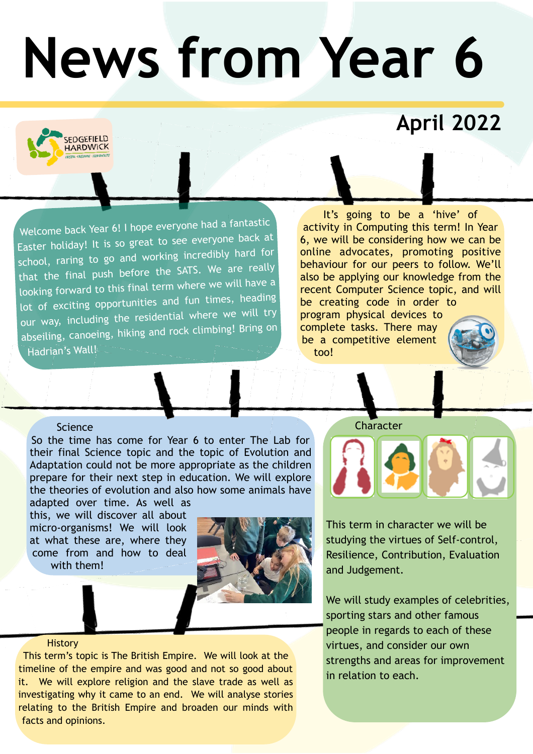# News from Year 6

## April 2022

SEDGEFIELD HARDWICK
INSTIL · INSPIRE · INNOVATE

Welcome back Year 6! I hope everyone had a fantastic Easter holiday! It is so great to see everyone back at school, raring to go and working incredibly hard for that the final push before the SATS. We are really looking forward to this final term where we will have a lot of exciting opportunities and fun times, heading our way, including the residential where we will try abseiling, canoeing, hiking and rock climbing! Bring on Hadrian's Wall!

It's going to be a 'hive' of activity in Computing this term! In Year 6, we will be considering how we can be online advocates, promoting positive behaviour for our peers to follow. We'll also be applying our knowledge from the recent Computer Science topic, and will be creating code in order to program physical devices to complete tasks. There may be a competitive element too!

### Science

So the time has come for Year 6 to enter The Lab for their final Science topic and the topic of Evolution and Adaptation could not be more appropriate as the children prepare for their next step in education. We will explore the theories of evolution and also how some animals have adapted over time. As well as this, we will discover all about micro-organisms! We will look at what these are, where they come from and how to deal with them!

### Character

This term in character we will be studying the virtues of Self-control, Resilience, Contribution, Evaluation and Judgement.

We will study examples of celebrities, sporting stars and other famous people in regards to each of these virtues, and consider our own strengths and areas for improvement in relation to each.

### History

This term's topic is The British Empire. We will look at the timeline of the empire and was good and not so good about it. We will explore religion and the slave trade as well as investigating why it came to an end. We will analyse stories relating to the British Empire and broaden our minds with facts and opinions.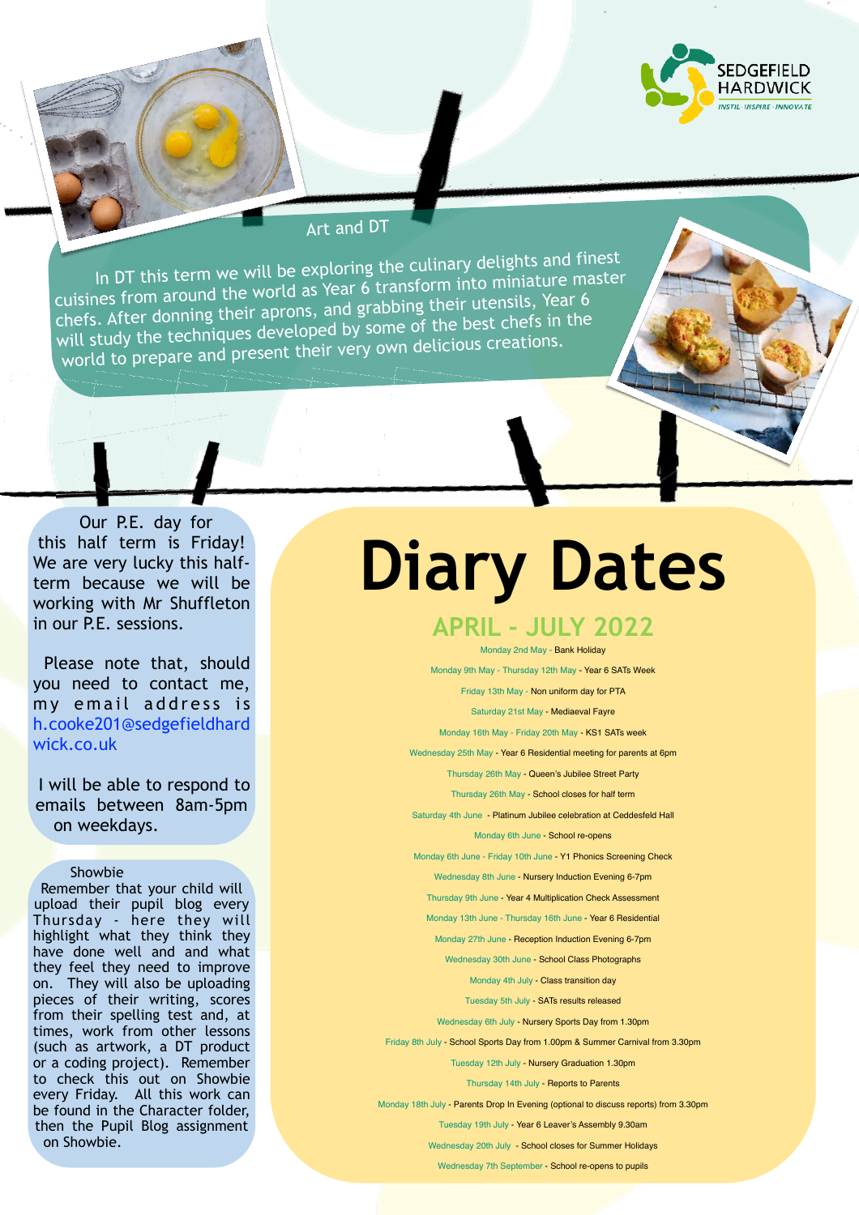SEDGEFIELD HARDWICK
INSTIL · INSPIRE · INNOVATE

## Art and DT

In DT this term we will be exploring the culinary delights and finest cuisines from around the world as Year 6 transform into miniature master chefs. After donning their aprons, and grabbing their utensils, Year 6 will study the techniques developed by some of the best chefs in the world to prepare and present their very own delicious creations.

Our P.E. day for this half term is Friday! We are very lucky this half-term because we will be working with Mr Shuffleton in our P.E. sessions.

Please note that, should you need to contact me, my email address is h.cooke201@sedgefieldhardwick.co.uk

I will be able to respond to emails between 8am-5pm on weekdays.

### Showbie

Remember that your child will upload their pupil blog every Thursday - here they will highlight what they think they have done well and and what they feel they need to improve on. They will also be uploading pieces of their writing, scores from their spelling test and, at times, work from other lessons (such as artwork, a DT product or a coding project). Remember to check this out on Showbie every Friday. All this work can be found in the Character folder, then the Pupil Blog assignment on Showbie.

# Diary Dates

## APRIL - JULY 2022

Monday 2nd May - Bank Holiday

Monday 9th May - Thursday 12th May - Year 6 SATs Week

Friday 13th May - Non uniform day for PTA

Saturday 21st May - Mediaeval Fayre

Monday 16th May - Friday 20th May - KS1 SATs week

Wednesday 25th May - Year 6 Residential meeting for parents at 6pm

Thursday 26th May - Queen's Jubilee Street Party

Thursday 26th May - School closes for half term

Saturday 4th June - Platinum Jubilee celebration at Ceddesfeld Hall

Monday 6th June - School re-opens

Monday 6th June - Friday 10th June - Y1 Phonics Screening Check

Wednesday 8th June - Nursery Induction Evening 6-7pm

Thursday 9th June - Year 4 Multiplication Check Assessment

Monday 13th June - Thursday 16th June - Year 6 Residential

Monday 27th June - Reception Induction Evening 6-7pm

Wednesday 30th June - School Class Photographs

Monday 4th July - Class transition day

Tuesday 5th July - SATs results released

Wednesday 6th July - Nursery Sports Day from 1.30pm

Friday 8th July - School Sports Day from 1.00pm & Summer Carnival from 3.30pm

Tuesday 12th July - Nursery Graduation 1.30pm

Thursday 14th July - Reports to Parents

Monday 18th July - Parents Drop In Evening (optional to discuss reports) from 3.30pm

Tuesday 19th July - Year 6 Leaver's Assembly 9.30am

Wednesday 20th July - School closes for Summer Holidays

Wednesday 7th September - School re-opens to pupils